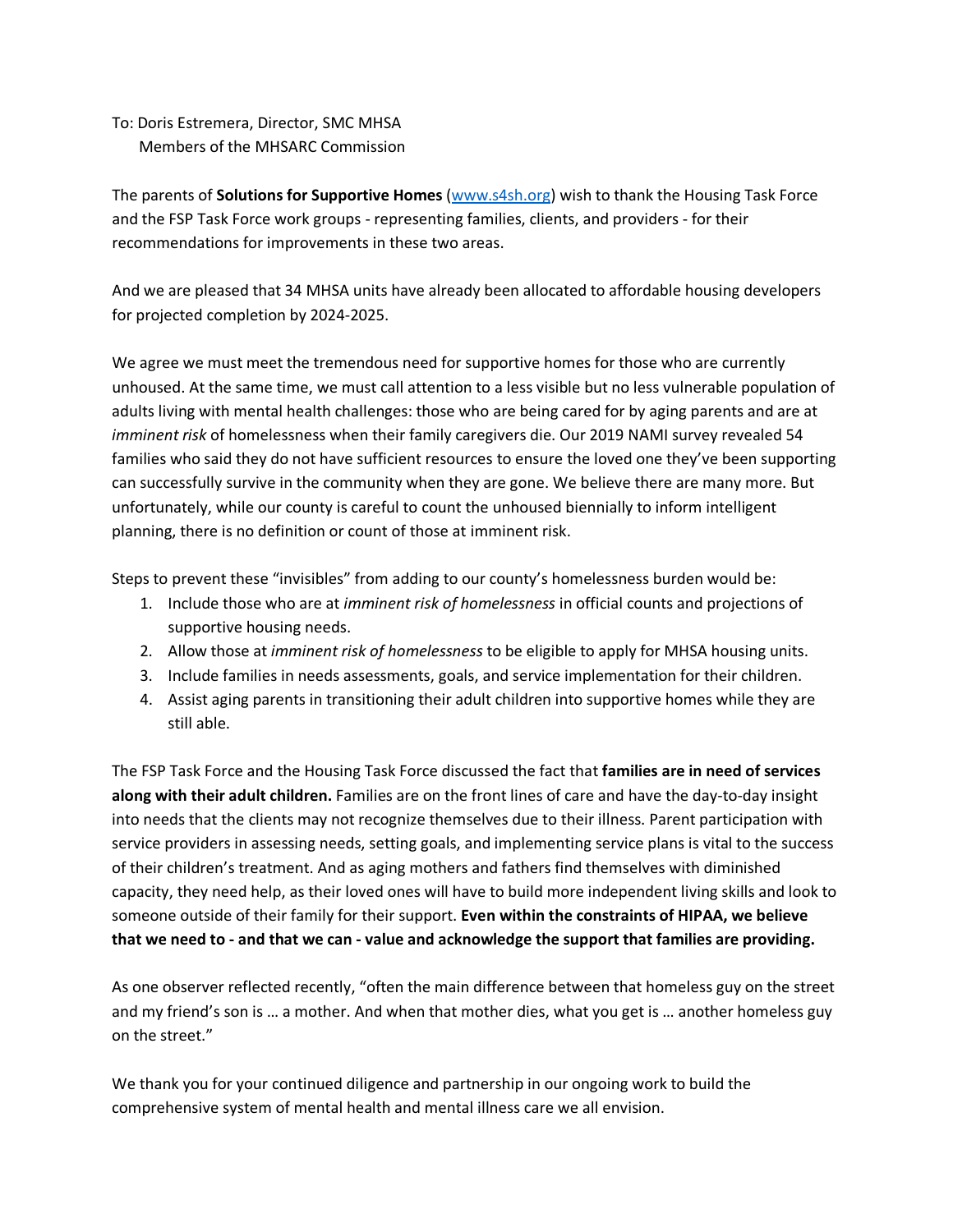To: Doris Estremera, Director, SMC MHSA
Members of the MHSARC Commission

The parents of **Solutions for Supportive Homes** ([www.s4sh.org](www.s4sh.org)) wish to thank the Housing Task Force and the FSP Task Force work groups - representing families, clients, and providers - for their recommendations for improvements in these two areas.

And we are pleased that 34 MHSA units have already been allocated to affordable housing developers for projected completion by 2024-2025.

We agree we must meet the tremendous need for supportive homes for those who are currently unhoused. At the same time, we must call attention to a less visible but no less vulnerable population of adults living with mental health challenges: those who are being cared for by aging parents and are at *imminent risk* of homelessness when their family caregivers die. Our 2019 NAMI survey revealed 54 families who said they do not have sufficient resources to ensure the loved one they've been supporting can successfully survive in the community when they are gone. We believe there are many more. But unfortunately, while our county is careful to count the unhoused biennially to inform intelligent planning, there is no definition or count of those at imminent risk.

Steps to prevent these "invisibles" from adding to our county's homelessness burden would be:

1. Include those who are at *imminent risk of homelessness* in official counts and projections of supportive housing needs.
2. Allow those at *imminent risk of homelessness* to be eligible to apply for MHSA housing units.
3. Include families in needs assessments, goals, and service implementation for their children.
4. Assist aging parents in transitioning their adult children into supportive homes while they are still able.

The FSP Task Force and the Housing Task Force discussed the fact that **families are in need of services along with their adult children.** Families are on the front lines of care and have the day-to-day insight into needs that the clients may not recognize themselves due to their illness. Parent participation with service providers in assessing needs, setting goals, and implementing service plans is vital to the success of their children's treatment. And as aging mothers and fathers find themselves with diminished capacity, they need help, as their loved ones will have to build more independent living skills and look to someone outside of their family for their support. **Even within the constraints of HIPAA, we believe that we need to - and that we can - value and acknowledge the support that families are providing.**

As one observer reflected recently, "often the main difference between that homeless guy on the street and my friend's son is … a mother. And when that mother dies, what you get is … another homeless guy on the street."

We thank you for your continued diligence and partnership in our ongoing work to build the comprehensive system of mental health and mental illness care we all envision.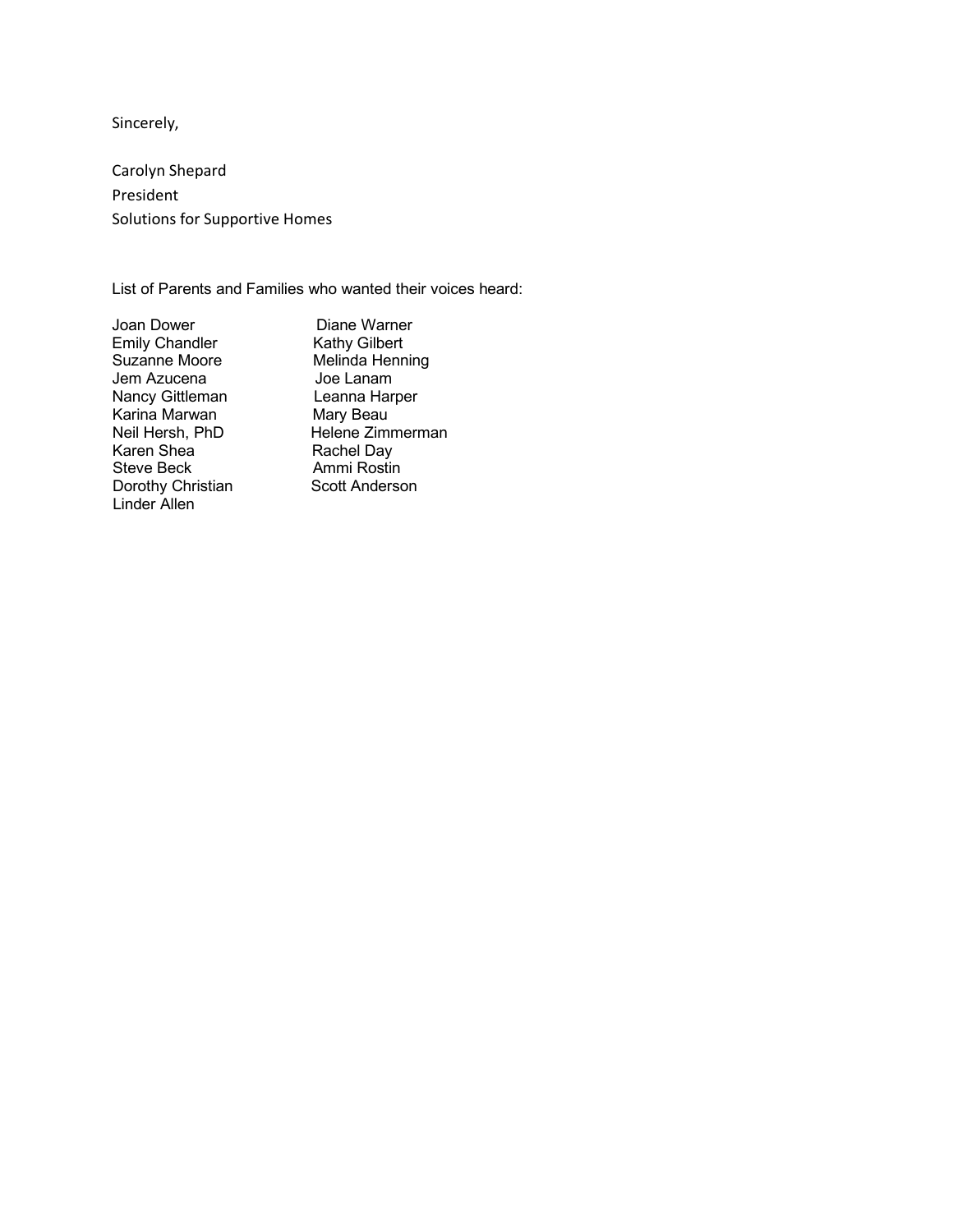Sincerely,

Carolyn Shepard
President
Solutions for Supportive Homes

List of Parents and Families who wanted their voices heard:

Joan Dower
Emily Chandler
Suzanne Moore
Jem Azucena
Nancy Gittleman
Karina Marwan
Neil Hersh, PhD
Karen Shea
Steve Beck
Dorothy Christian
Linder Allen
Diane Warner
Kathy Gilbert
Melinda Henning
Joe Lanam
Leanna Harper
Mary Beau
Helene Zimmerman
Rachel Day
Ammi Rostin
Scott Anderson